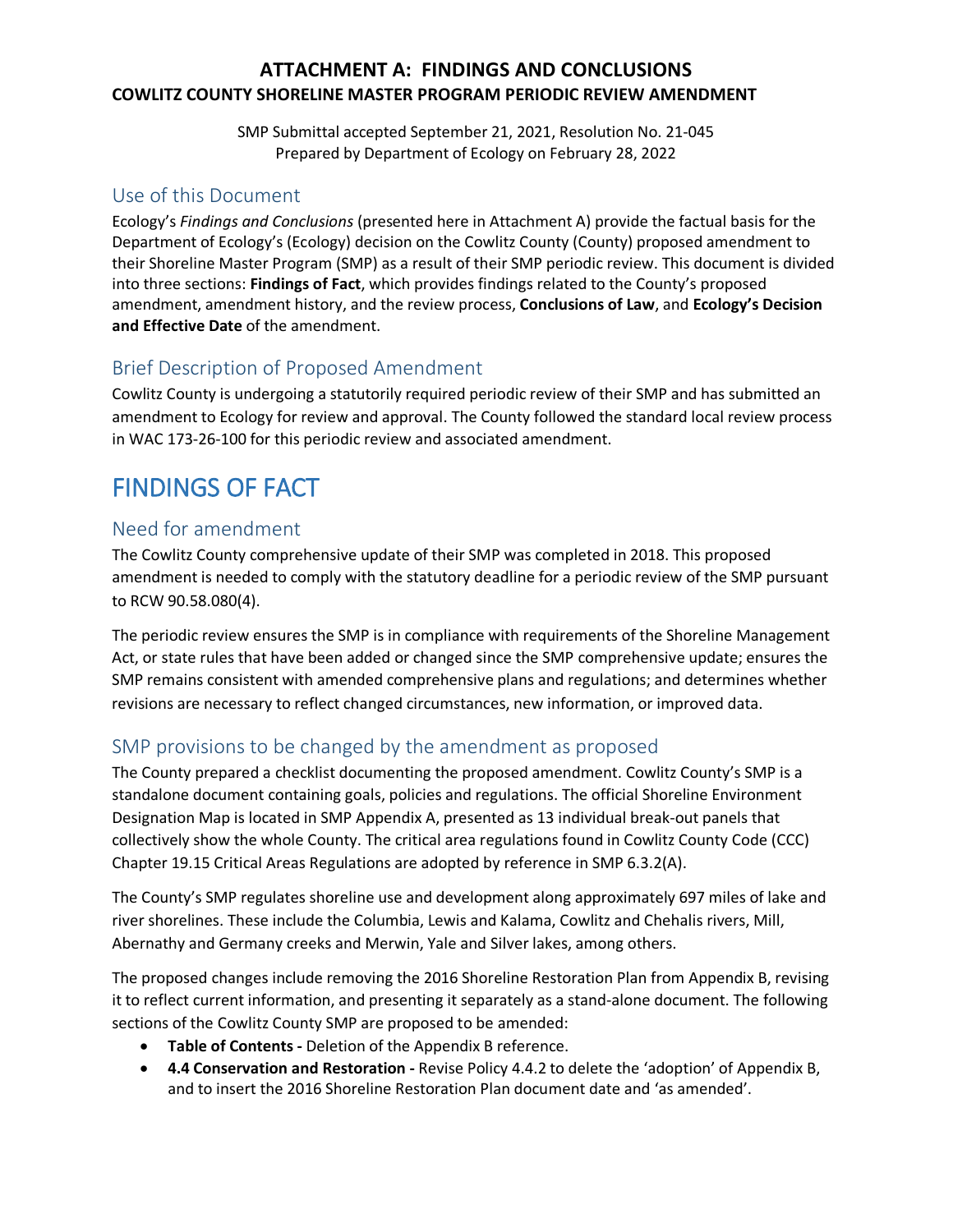# ATTACHMENT A: FINDINGS AND CONCLUSIONS

## COWLITZ COUNTY SHORELINE MASTER PROGRAM PERIODIC REVIEW AMENDMENT

SMP Submittal accepted September 21, 2021, Resolution No. 21-045
Prepared by Department of Ecology on February 28, 2022

## Use of this Document

Ecology's *Findings and Conclusions* (presented here in Attachment A) provide the factual basis for the Department of Ecology's (Ecology) decision on the Cowlitz County (County) proposed amendment to their Shoreline Master Program (SMP) as a result of their SMP periodic review. This document is divided into three sections: **Findings of Fact**, which provides findings related to the County's proposed amendment, amendment history, and the review process, **Conclusions of Law**, and **Ecology's Decision and Effective Date** of the amendment.

## Brief Description of Proposed Amendment

Cowlitz County is undergoing a statutorily required periodic review of their SMP and has submitted an amendment to Ecology for review and approval. The County followed the standard local review process in WAC 173-26-100 for this periodic review and associated amendment.

# FINDINGS OF FACT

## Need for amendment

The Cowlitz County comprehensive update of their SMP was completed in 2018. This proposed amendment is needed to comply with the statutory deadline for a periodic review of the SMP pursuant to RCW 90.58.080(4).

The periodic review ensures the SMP is in compliance with requirements of the Shoreline Management Act, or state rules that have been added or changed since the SMP comprehensive update; ensures the SMP remains consistent with amended comprehensive plans and regulations; and determines whether revisions are necessary to reflect changed circumstances, new information, or improved data.

## SMP provisions to be changed by the amendment as proposed

The County prepared a checklist documenting the proposed amendment. Cowlitz County's SMP is a standalone document containing goals, policies and regulations. The official Shoreline Environment Designation Map is located in SMP Appendix A, presented as 13 individual break-out panels that collectively show the whole County. The critical area regulations found in Cowlitz County Code (CCC) Chapter 19.15 Critical Areas Regulations are adopted by reference in SMP 6.3.2(A).

The County's SMP regulates shoreline use and development along approximately 697 miles of lake and river shorelines. These include the Columbia, Lewis and Kalama, Cowlitz and Chehalis rivers, Mill, Abernathy and Germany creeks and Merwin, Yale and Silver lakes, among others.

The proposed changes include removing the 2016 Shoreline Restoration Plan from Appendix B, revising it to reflect current information, and presenting it separately as a stand-alone document. The following sections of the Cowlitz County SMP are proposed to be amended:

- **Table of Contents -** Deletion of the Appendix B reference.
- **4.4 Conservation and Restoration -** Revise Policy 4.4.2 to delete the 'adoption' of Appendix B, and to insert the 2016 Shoreline Restoration Plan document date and 'as amended'.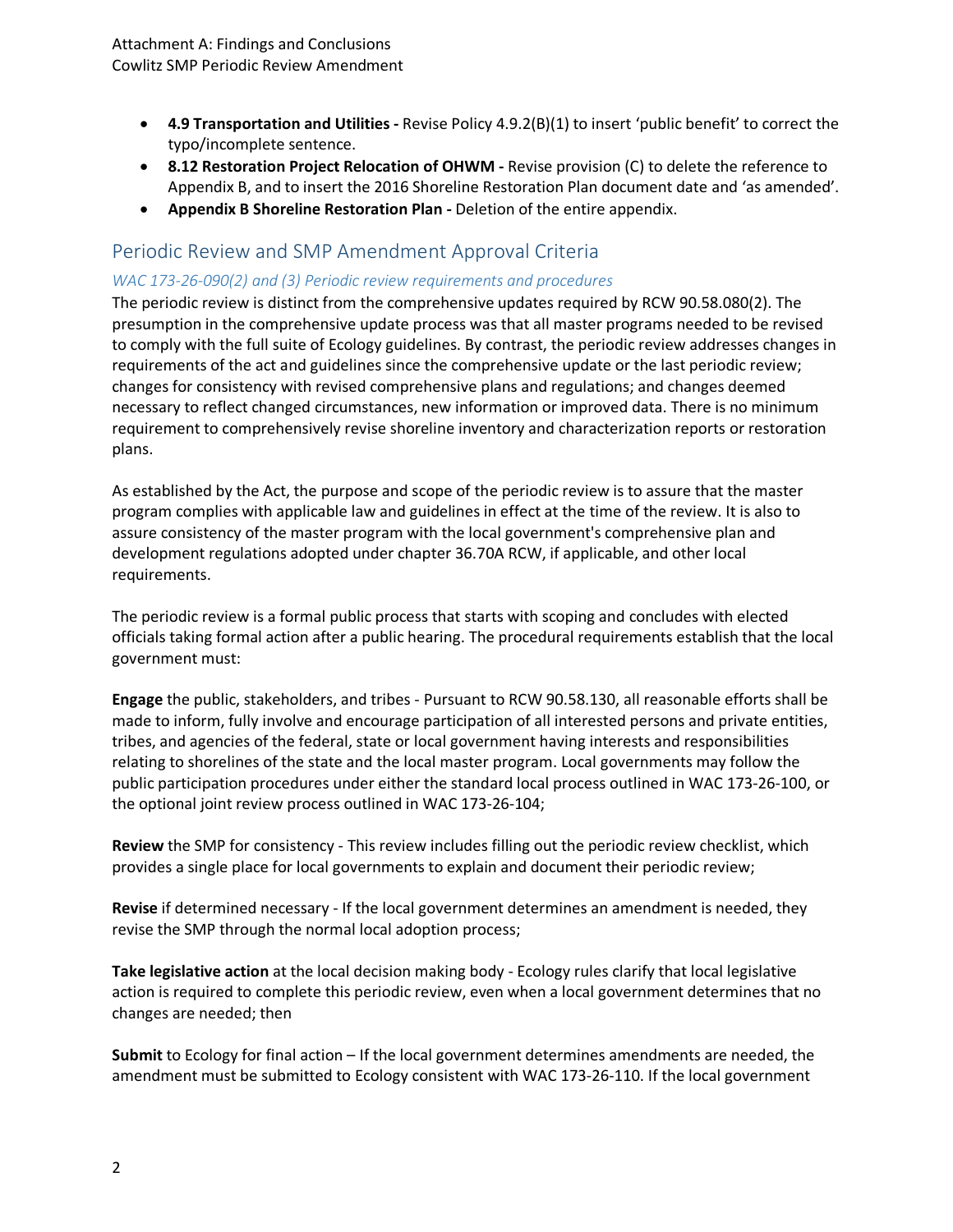- **4.9 Transportation and Utilities -** Revise Policy 4.9.2(B)(1) to insert 'public benefit' to correct the typo/incomplete sentence.
- **8.12 Restoration Project Relocation of OHWM -** Revise provision (C) to delete the reference to Appendix B, and to insert the 2016 Shoreline Restoration Plan document date and 'as amended'.
- **Appendix B Shoreline Restoration Plan -** Deletion of the entire appendix.

## Periodic Review and SMP Amendment Approval Criteria

### *WAC 173-26-090(2) and (3) Periodic review requirements and procedures*

The periodic review is distinct from the comprehensive updates required by RCW 90.58.080(2). The presumption in the comprehensive update process was that all master programs needed to be revised to comply with the full suite of Ecology guidelines. By contrast, the periodic review addresses changes in requirements of the act and guidelines since the comprehensive update or the last periodic review; changes for consistency with revised comprehensive plans and regulations; and changes deemed necessary to reflect changed circumstances, new information or improved data. There is no minimum requirement to comprehensively revise shoreline inventory and characterization reports or restoration plans.

As established by the Act, the purpose and scope of the periodic review is to assure that the master program complies with applicable law and guidelines in effect at the time of the review. It is also to assure consistency of the master program with the local government's comprehensive plan and development regulations adopted under chapter 36.70A RCW, if applicable, and other local requirements.

The periodic review is a formal public process that starts with scoping and concludes with elected officials taking formal action after a public hearing. The procedural requirements establish that the local government must:

**Engage** the public, stakeholders, and tribes - Pursuant to RCW 90.58.130, all reasonable efforts shall be made to inform, fully involve and encourage participation of all interested persons and private entities, tribes, and agencies of the federal, state or local government having interests and responsibilities relating to shorelines of the state and the local master program. Local governments may follow the public participation procedures under either the standard local process outlined in WAC 173-26-100, or the optional joint review process outlined in WAC 173-26-104;

**Review** the SMP for consistency - This review includes filling out the periodic review checklist, which provides a single place for local governments to explain and document their periodic review;

**Revise** if determined necessary - If the local government determines an amendment is needed, they revise the SMP through the normal local adoption process;

**Take legislative action** at the local decision making body - Ecology rules clarify that local legislative action is required to complete this periodic review, even when a local government determines that no changes are needed; then

**Submit** to Ecology for final action – If the local government determines amendments are needed, the amendment must be submitted to Ecology consistent with WAC 173-26-110. If the local government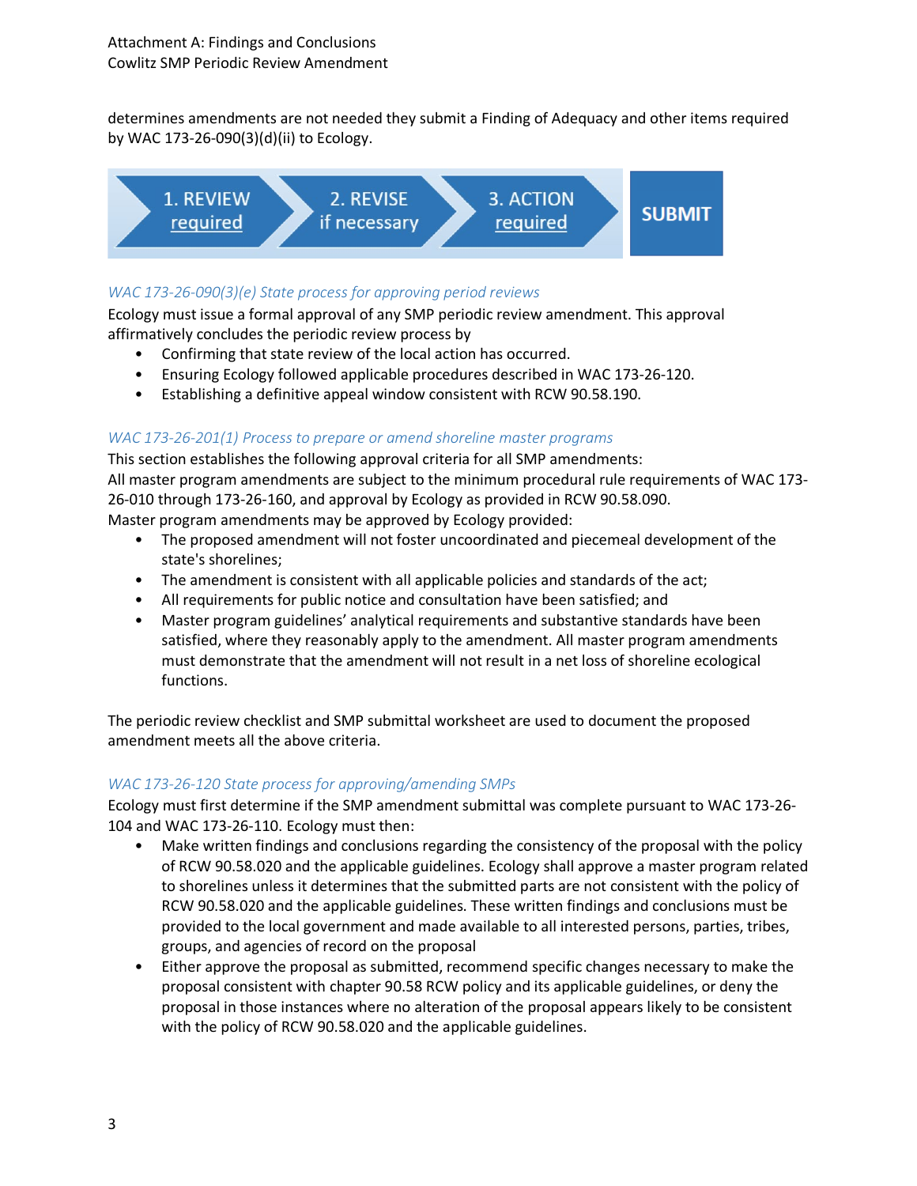determines amendments are not needed they submit a Finding of Adequacy and other items required by WAC 173-26-090(3)(d)(ii) to Ecology.

1. REVIEW required → 2. REVISE if necessary → 3. ACTION required → SUBMIT

*WAC 173-26-090(3)(e) State process for approving period reviews*

Ecology must issue a formal approval of any SMP periodic review amendment. This approval affirmatively concludes the periodic review process by

- Confirming that state review of the local action has occurred.
- Ensuring Ecology followed applicable procedures described in WAC 173-26-120.
- Establishing a definitive appeal window consistent with RCW 90.58.190.

*WAC 173-26-201(1) Process to prepare or amend shoreline master programs*

This section establishes the following approval criteria for all SMP amendments:
All master program amendments are subject to the minimum procedural rule requirements of WAC 173-26-010 through 173-26-160, and approval by Ecology as provided in RCW 90.58.090.
Master program amendments may be approved by Ecology provided:

- The proposed amendment will not foster uncoordinated and piecemeal development of the state's shorelines;
- The amendment is consistent with all applicable policies and standards of the act;
- All requirements for public notice and consultation have been satisfied; and
- Master program guidelines' analytical requirements and substantive standards have been satisfied, where they reasonably apply to the amendment. All master program amendments must demonstrate that the amendment will not result in a net loss of shoreline ecological functions.

The periodic review checklist and SMP submittal worksheet are used to document the proposed amendment meets all the above criteria.

*WAC 173-26-120 State process for approving/amending SMPs*

Ecology must first determine if the SMP amendment submittal was complete pursuant to WAC 173-26-104 and WAC 173-26-110. Ecology must then:

- Make written findings and conclusions regarding the consistency of the proposal with the policy of RCW 90.58.020 and the applicable guidelines. Ecology shall approve a master program related to shorelines unless it determines that the submitted parts are not consistent with the policy of RCW 90.58.020 and the applicable guidelines. These written findings and conclusions must be provided to the local government and made available to all interested persons, parties, tribes, groups, and agencies of record on the proposal
- Either approve the proposal as submitted, recommend specific changes necessary to make the proposal consistent with chapter 90.58 RCW policy and its applicable guidelines, or deny the proposal in those instances where no alteration of the proposal appears likely to be consistent with the policy of RCW 90.58.020 and the applicable guidelines.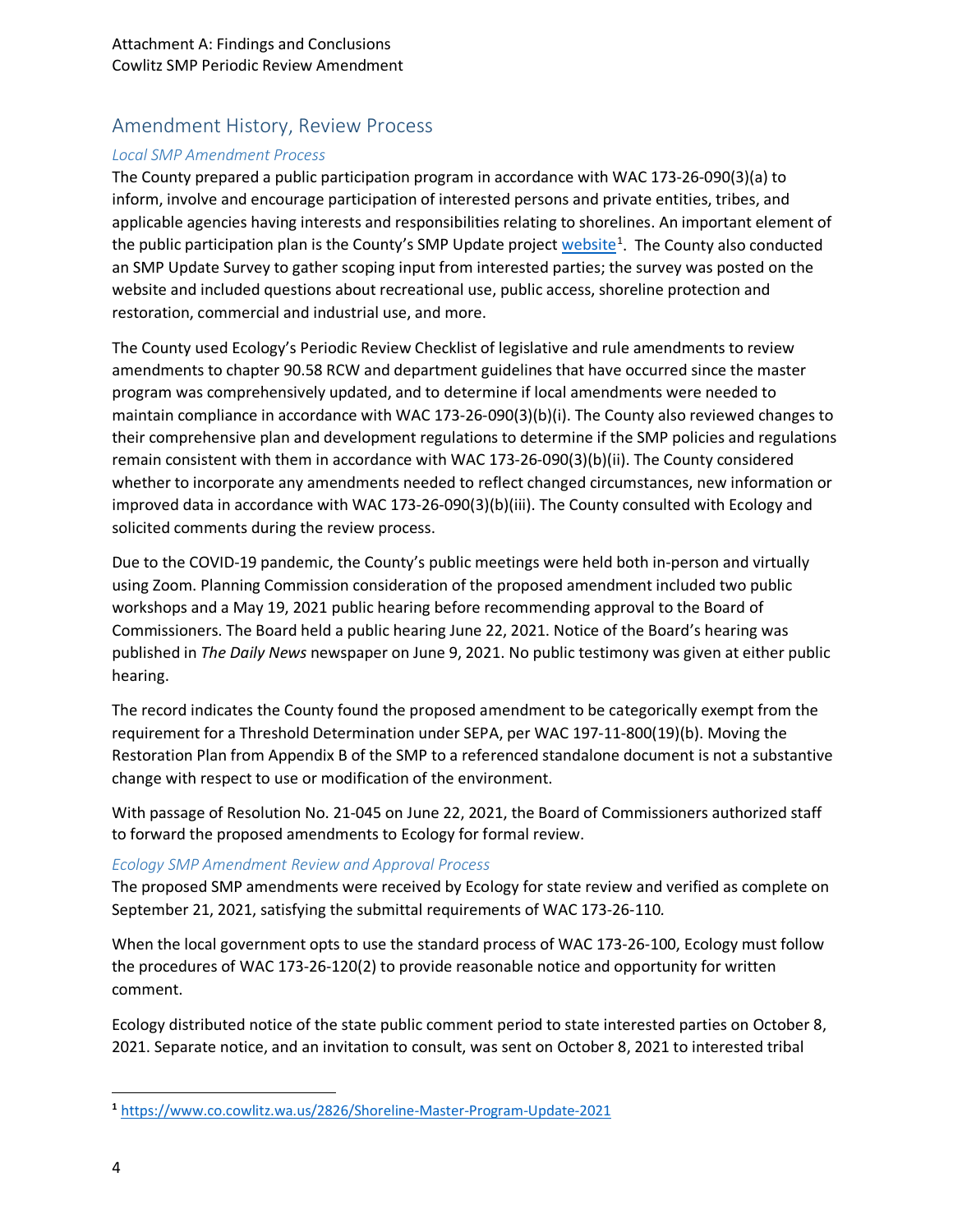## Amendment History, Review Process

### *Local SMP Amendment Process*

The County prepared a public participation program in accordance with WAC 173-26-090(3)(a) to inform, involve and encourage participation of interested persons and private entities, tribes, and applicable agencies having interests and responsibilities relating to shorelines. An important element of the public participation plan is the County's SMP Update project website[1]. The County also conducted an SMP Update Survey to gather scoping input from interested parties; the survey was posted on the website and included questions about recreational use, public access, shoreline protection and restoration, commercial and industrial use, and more.

The County used Ecology's Periodic Review Checklist of legislative and rule amendments to review amendments to chapter 90.58 RCW and department guidelines that have occurred since the master program was comprehensively updated, and to determine if local amendments were needed to maintain compliance in accordance with WAC 173-26-090(3)(b)(i). The County also reviewed changes to their comprehensive plan and development regulations to determine if the SMP policies and regulations remain consistent with them in accordance with WAC 173-26-090(3)(b)(ii). The County considered whether to incorporate any amendments needed to reflect changed circumstances, new information or improved data in accordance with WAC 173-26-090(3)(b)(iii). The County consulted with Ecology and solicited comments during the review process.

Due to the COVID-19 pandemic, the County's public meetings were held both in-person and virtually using Zoom. Planning Commission consideration of the proposed amendment included two public workshops and a May 19, 2021 public hearing before recommending approval to the Board of Commissioners. The Board held a public hearing June 22, 2021. Notice of the Board's hearing was published in *The Daily News* newspaper on June 9, 2021. No public testimony was given at either public hearing.

The record indicates the County found the proposed amendment to be categorically exempt from the requirement for a Threshold Determination under SEPA, per WAC 197-11-800(19)(b). Moving the Restoration Plan from Appendix B of the SMP to a referenced standalone document is not a substantive change with respect to use or modification of the environment.

With passage of Resolution No. 21-045 on June 22, 2021, the Board of Commissioners authorized staff to forward the proposed amendments to Ecology for formal review.

### *Ecology SMP Amendment Review and Approval Process*

The proposed SMP amendments were received by Ecology for state review and verified as complete on September 21, 2021, satisfying the submittal requirements of WAC 173-26-110*.*

When the local government opts to use the standard process of WAC 173-26-100, Ecology must follow the procedures of WAC 173-26-120(2) to provide reasonable notice and opportunity for written comment.

Ecology distributed notice of the state public comment period to state interested parties on October 8, 2021. Separate notice, and an invitation to consult, was sent on October 8, 2021 to interested tribal

---

[1] https://www.co.cowlitz.wa.us/2826/Shoreline-Master-Program-Update-2021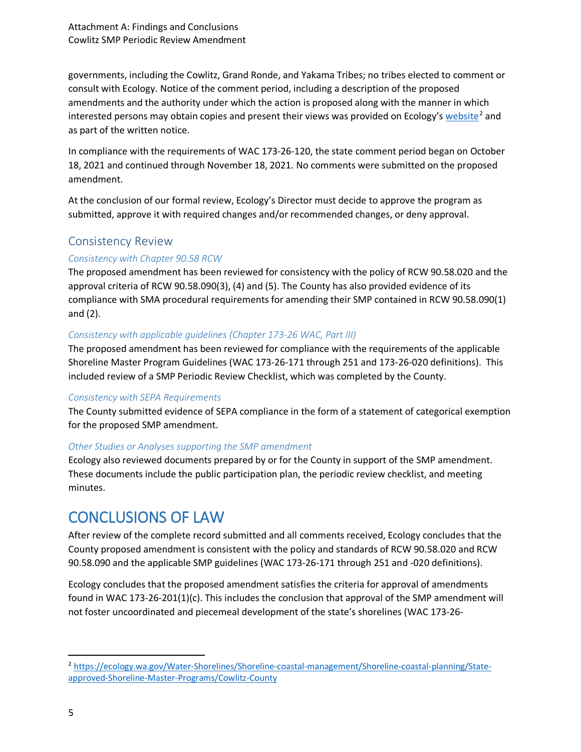governments, including the Cowlitz, Grand Ronde, and Yakama Tribes; no tribes elected to comment or consult with Ecology. Notice of the comment period, including a description of the proposed amendments and the authority under which the action is proposed along with the manner in which interested persons may obtain copies and present their views was provided on Ecology's website[2] and as part of the written notice.

In compliance with the requirements of WAC 173-26-120, the state comment period began on October 18, 2021 and continued through November 18, 2021. No comments were submitted on the proposed amendment.

At the conclusion of our formal review, Ecology's Director must decide to approve the program as submitted, approve it with required changes and/or recommended changes, or deny approval.

## Consistency Review

### *Consistency with Chapter 90.58 RCW*

The proposed amendment has been reviewed for consistency with the policy of RCW 90.58.020 and the approval criteria of RCW 90.58.090(3), (4) and (5). The County has also provided evidence of its compliance with SMA procedural requirements for amending their SMP contained in RCW 90.58.090(1) and (2).

### *Consistency with applicable guidelines (Chapter 173-26 WAC, Part III)*

The proposed amendment has been reviewed for compliance with the requirements of the applicable Shoreline Master Program Guidelines (WAC 173-26-171 through 251 and 173-26-020 definitions). This included review of a SMP Periodic Review Checklist, which was completed by the County.

### *Consistency with SEPA Requirements*

The County submitted evidence of SEPA compliance in the form of a statement of categorical exemption for the proposed SMP amendment.

### *Other Studies or Analyses supporting the SMP amendment*

Ecology also reviewed documents prepared by or for the County in support of the SMP amendment. These documents include the public participation plan, the periodic review checklist, and meeting minutes.

# CONCLUSIONS OF LAW

After review of the complete record submitted and all comments received, Ecology concludes that the County proposed amendment is consistent with the policy and standards of RCW 90.58.020 and RCW 90.58.090 and the applicable SMP guidelines (WAC 173-26-171 through 251 and -020 definitions).

Ecology concludes that the proposed amendment satisfies the criteria for approval of amendments found in WAC 173-26-201(1)(c). This includes the conclusion that approval of the SMP amendment will not foster uncoordinated and piecemeal development of the state's shorelines (WAC 173-26-

---

[2] https://ecology.wa.gov/Water-Shorelines/Shoreline-coastal-management/Shoreline-coastal-planning/State-approved-Shoreline-Master-Programs/Cowlitz-County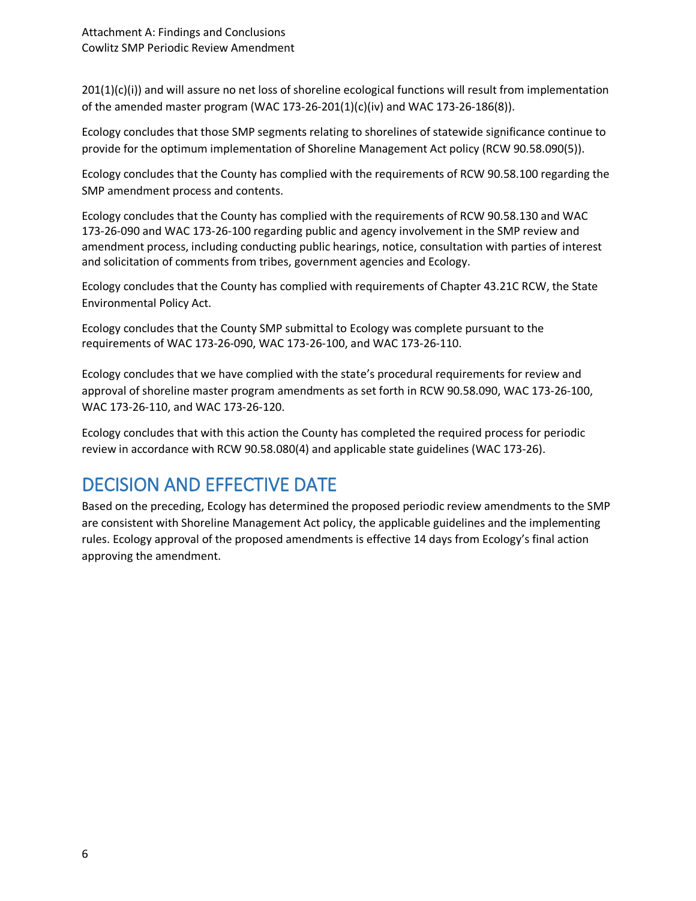201(1)(c)(i)) and will assure no net loss of shoreline ecological functions will result from implementation of the amended master program (WAC 173-26-201(1)(c)(iv) and WAC 173-26-186(8)).

Ecology concludes that those SMP segments relating to shorelines of statewide significance continue to provide for the optimum implementation of Shoreline Management Act policy (RCW 90.58.090(5)).

Ecology concludes that the County has complied with the requirements of RCW 90.58.100 regarding the SMP amendment process and contents.

Ecology concludes that the County has complied with the requirements of RCW 90.58.130 and WAC 173-26-090 and WAC 173-26-100 regarding public and agency involvement in the SMP review and amendment process, including conducting public hearings, notice, consultation with parties of interest and solicitation of comments from tribes, government agencies and Ecology.

Ecology concludes that the County has complied with requirements of Chapter 43.21C RCW, the State Environmental Policy Act.

Ecology concludes that the County SMP submittal to Ecology was complete pursuant to the requirements of WAC 173-26-090, WAC 173-26-100, and WAC 173-26-110.

Ecology concludes that we have complied with the state's procedural requirements for review and approval of shoreline master program amendments as set forth in RCW 90.58.090, WAC 173-26-100, WAC 173-26-110, and WAC 173-26-120.

Ecology concludes that with this action the County has completed the required process for periodic review in accordance with RCW 90.58.080(4) and applicable state guidelines (WAC 173-26).

## DECISION AND EFFECTIVE DATE

Based on the preceding, Ecology has determined the proposed periodic review amendments to the SMP are consistent with Shoreline Management Act policy, the applicable guidelines and the implementing rules. Ecology approval of the proposed amendments is effective 14 days from Ecology's final action approving the amendment.